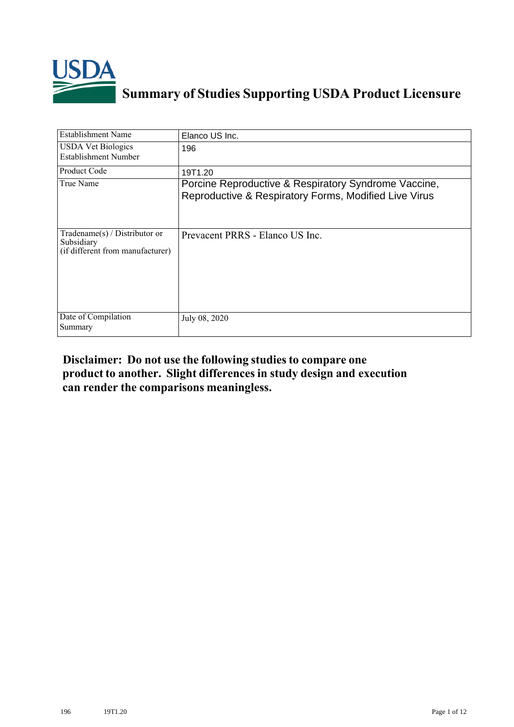# Summary of Studies Supporting USDA Product Licensure

| Establishment Name | Elanco US Inc. |
|---|---|
| USDA Vet Biologics Establishment Number | 196 |
| Product Code | 19T1.20 |
| True Name | Porcine Reproductive & Respiratory Syndrome Vaccine, Reproductive & Respiratory Forms, Modified Live Virus |
| Tradename(s) / Distributor or Subsidiary (if different from manufacturer) | Prevacent PRRS - Elanco US Inc. |
| Date of Compilation Summary | July 08, 2020 |

**Disclaimer: Do not use the following studies to compare one product to another. Slight differences in study design and execution can render the comparisons meaningless.**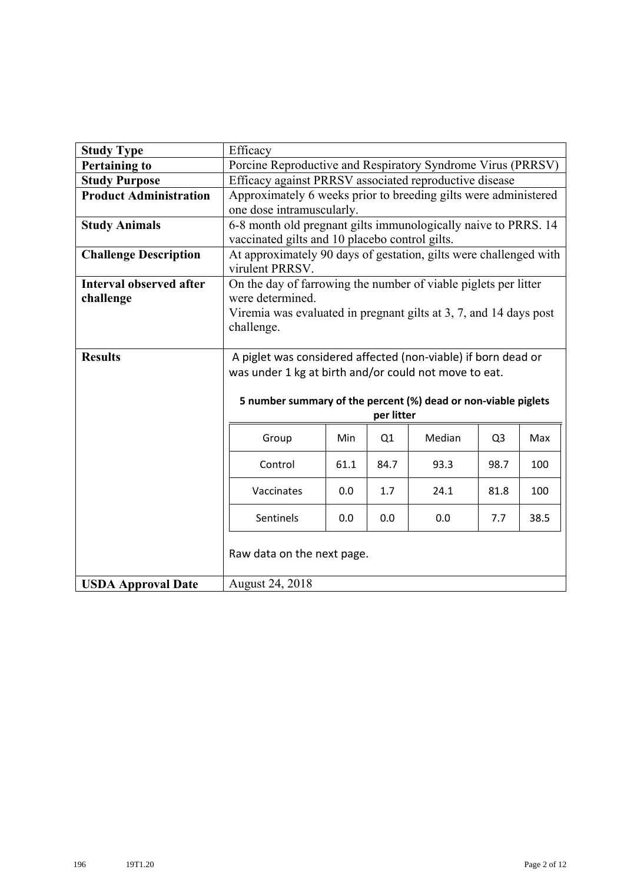| | |
|---|---|
| **Study Type** | Efficacy |
| **Pertaining to** | Porcine Reproductive and Respiratory Syndrome Virus (PRRSV) |
| **Study Purpose** | Efficacy against PRRSV associated reproductive disease |
| **Product Administration** | Approximately 6 weeks prior to breeding gilts were administered one dose intramuscularly. |
| **Study Animals** | 6-8 month old pregnant gilts immunologically naive to PRRS. 14 vaccinated gilts and 10 placebo control gilts. |
| **Challenge Description** | At approximately 90 days of gestation, gilts were challenged with virulent PRRSV. |
| **Interval observed after challenge** | On the day of farrowing the number of viable piglets per litter were determined. Viremia was evaluated in pregnant gilts at 3, 7, and 14 days post challenge. |
| **Results** | A piglet was considered affected (non-viable) if born dead or was under 1 kg at birth and/or could not move to eat. (See table below.) Raw data on the next page. |
| **USDA Approval Date** | August 24, 2018 |

**5 number summary of the percent (%) dead or non-viable piglets per litter**

| Group | Min | Q1 | Median | Q3 | Max |
|---|---|---|---|---|---|
| Control | 61.1 | 84.7 | 93.3 | 98.7 | 100 |
| Vaccinates | 0.0 | 1.7 | 24.1 | 81.8 | 100 |
| Sentinels | 0.0 | 0.0 | 0.0 | 7.7 | 38.5 |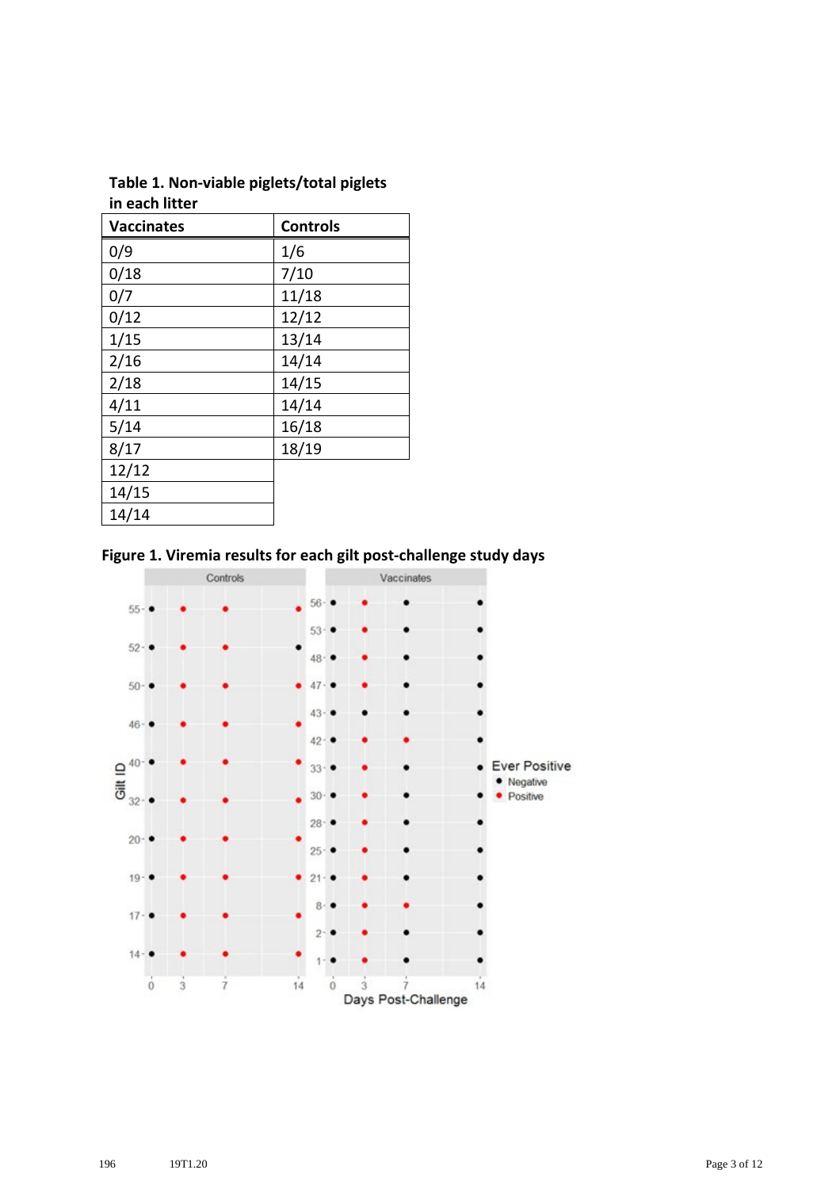**Table 1. Non-viable piglets/total piglets in each litter**

| Vaccinates | Controls |
|---|---|
| 0/9 | 1/6 |
| 0/18 | 7/10 |
| 0/7 | 11/18 |
| 0/12 | 12/12 |
| 1/15 | 13/14 |
| 2/16 | 14/14 |
| 2/18 | 14/15 |
| 4/11 | 14/14 |
| 5/14 | 16/18 |
| 8/17 | 18/19 |
| 12/12 | |
| 14/15 | |
| 14/14 | |

**Figure 1. Viremia results for each gilt post-challenge study days**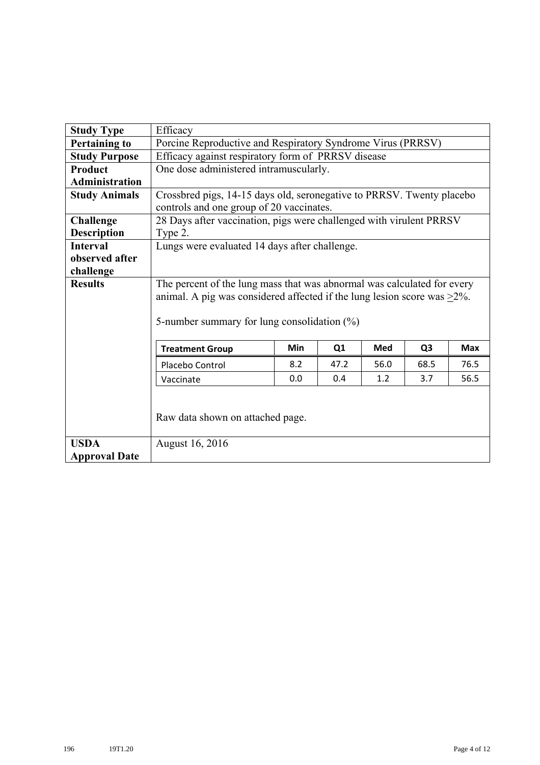| Study Type | Efficacy |
|---|---|
| **Pertaining to** | Porcine Reproductive and Respiratory Syndrome Virus (PRRSV) |
| **Study Purpose** | Efficacy against respiratory form of PRRSV disease |
| **Product Administration** | One dose administered intramuscularly. |
| **Study Animals** | Crossbred pigs, 14-15 days old, seronegative to PRRSV. Twenty placebo controls and one group of 20 vaccinates. |
| **Challenge Description** | 28 Days after vaccination, pigs were challenged with virulent PRRSV Type 2. |
| **Interval observed after challenge** | Lungs were evaluated 14 days after challenge. |
| **Results** | The percent of the lung mass that was abnormal was calculated for every animal. A pig was considered affected if the lung lesion score was $\geq$2%. 5-number summary for lung consolidation (%) (see table below). Raw data shown on attached page. |
| **USDA Approval Date** | August 16, 2016 |

5-number summary for lung consolidation (%)

| Treatment Group | Min | Q1 | Med | Q3 | Max |
|---|---|---|---|---|---|
| Placebo Control | 8.2 | 47.2 | 56.0 | 68.5 | 76.5 |
| Vaccinate | 0.0 | 0.4 | 1.2 | 3.7 | 56.5 |

Raw data shown on attached page.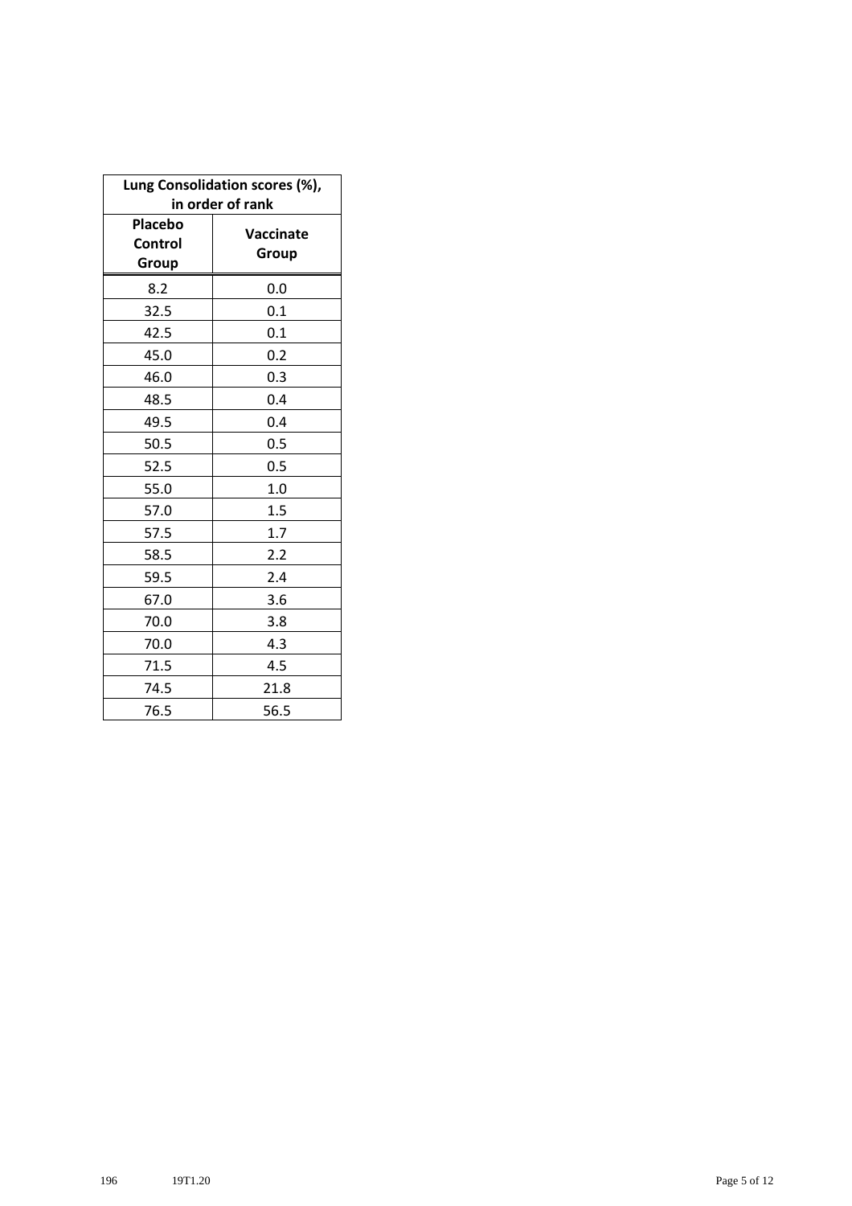| Lung Consolidation scores (%), in order of rank | |
|---|---|
| Placebo Control Group | Vaccinate Group |
| 8.2 | 0.0 |
| 32.5 | 0.1 |
| 42.5 | 0.1 |
| 45.0 | 0.2 |
| 46.0 | 0.3 |
| 48.5 | 0.4 |
| 49.5 | 0.4 |
| 50.5 | 0.5 |
| 52.5 | 0.5 |
| 55.0 | 1.0 |
| 57.0 | 1.5 |
| 57.5 | 1.7 |
| 58.5 | 2.2 |
| 59.5 | 2.4 |
| 67.0 | 3.6 |
| 70.0 | 3.8 |
| 70.0 | 4.3 |
| 71.5 | 4.5 |
| 74.5 | 21.8 |
| 76.5 | 56.5 |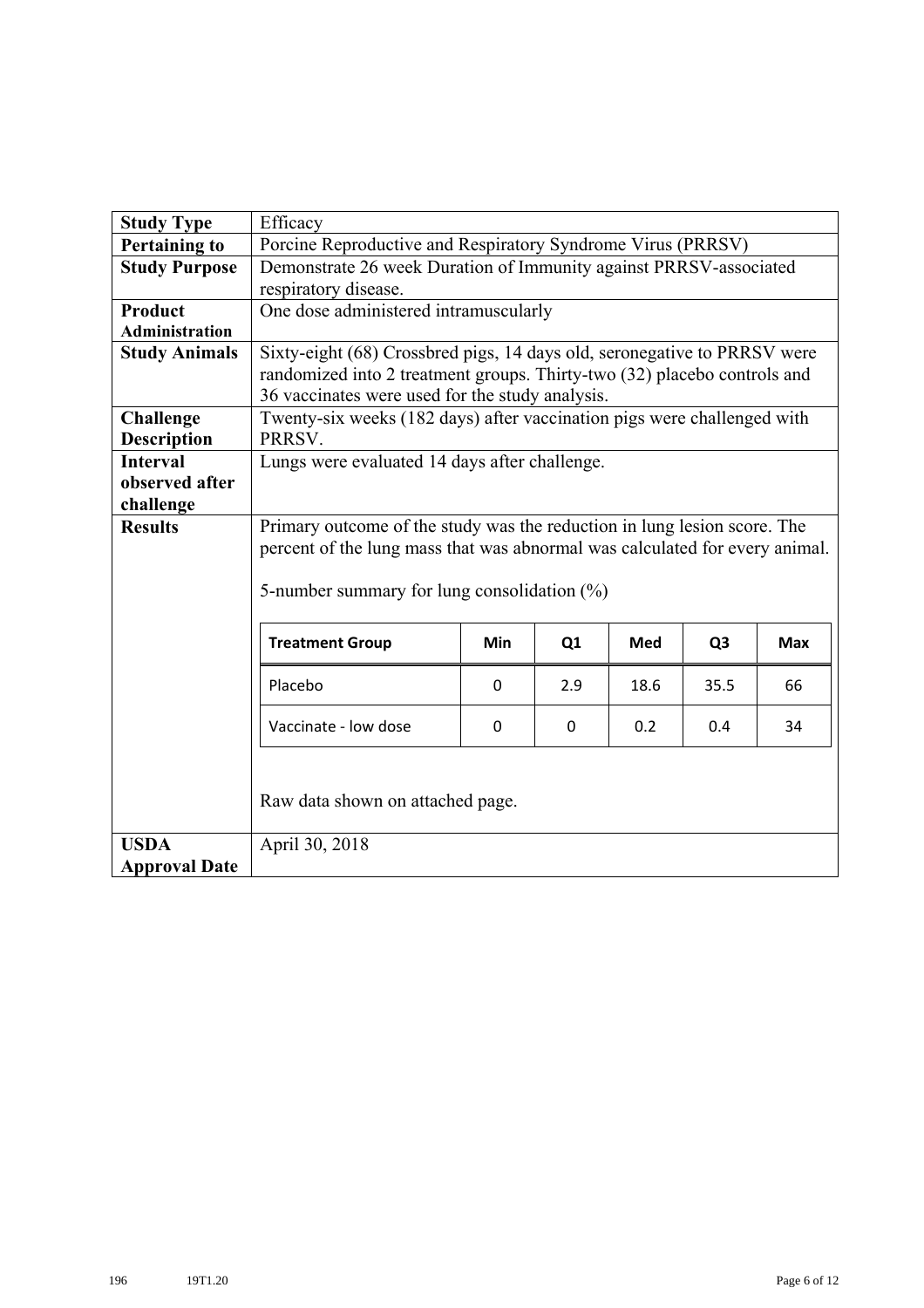| Study Type | Efficacy |
|---|---|
| **Pertaining to** | Porcine Reproductive and Respiratory Syndrome Virus (PRRSV) |
| **Study Purpose** | Demonstrate 26 week Duration of Immunity against PRRSV-associated respiratory disease. |
| **Product Administration** | One dose administered intramuscularly |
| **Study Animals** | Sixty-eight (68) Crossbred pigs, 14 days old, seronegative to PRRSV were randomized into 2 treatment groups. Thirty-two (32) placebo controls and 36 vaccinates were used for the study analysis. |
| **Challenge Description** | Twenty-six weeks (182 days) after vaccination pigs were challenged with PRRSV. |
| **Interval observed after challenge** | Lungs were evaluated 14 days after challenge. |
| **Results** | Primary outcome of the study was the reduction in lung lesion score. The percent of the lung mass that was abnormal was calculated for every animal.<br><br>5-number summary for lung consolidation (%)<br><br>(see table below)<br><br>Raw data shown on attached page. |
| **USDA Approval Date** | April 30, 2018 |

5-number summary for lung consolidation (%)

| Treatment Group | Min | Q1 | Med | Q3 | Max |
|---|---|---|---|---|---|
| Placebo | 0 | 2.9 | 18.6 | 35.5 | 66 |
| Vaccinate - low dose | 0 | 0 | 0.2 | 0.4 | 34 |

Raw data shown on attached page.

196 19T1.20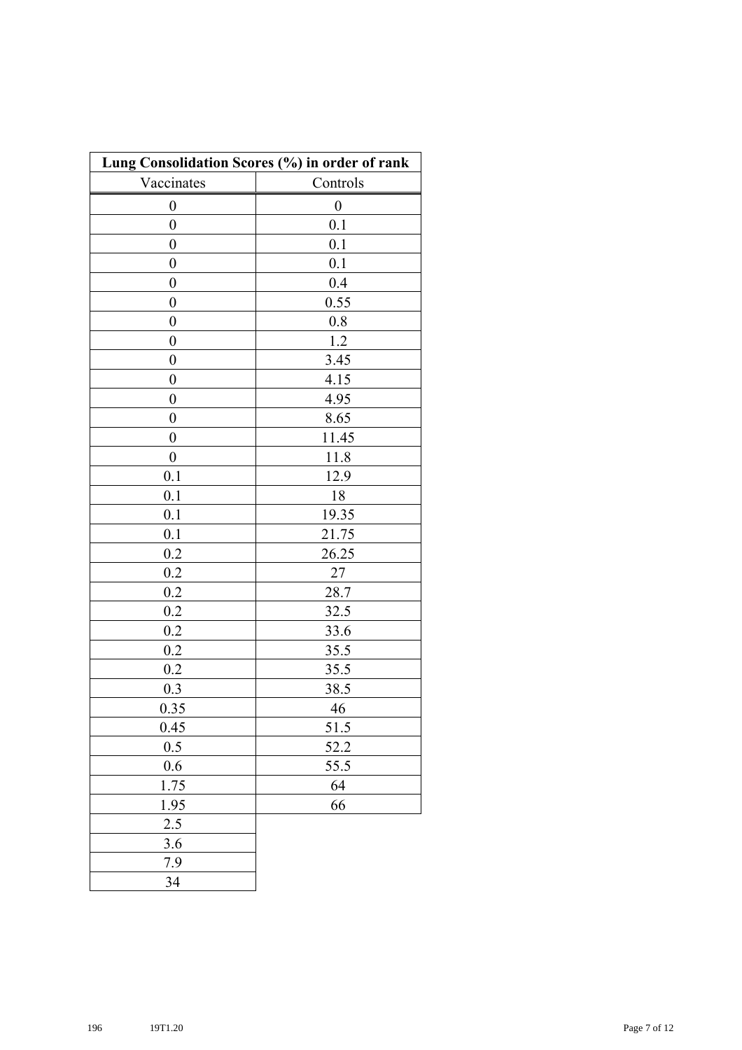| Lung Consolidation Scores (%) in order of rank | |
|---|---|
| Vaccinates | Controls |
| 0 | 0 |
| 0 | 0.1 |
| 0 | 0.1 |
| 0 | 0.1 |
| 0 | 0.4 |
| 0 | 0.55 |
| 0 | 0.8 |
| 0 | 1.2 |
| 0 | 3.45 |
| 0 | 4.15 |
| 0 | 4.95 |
| 0 | 8.65 |
| 0 | 11.45 |
| 0 | 11.8 |
| 0.1 | 12.9 |
| 0.1 | 18 |
| 0.1 | 19.35 |
| 0.1 | 21.75 |
| 0.2 | 26.25 |
| 0.2 | 27 |
| 0.2 | 28.7 |
| 0.2 | 32.5 |
| 0.2 | 33.6 |
| 0.2 | 35.5 |
| 0.2 | 35.5 |
| 0.3 | 38.5 |
| 0.35 | 46 |
| 0.45 | 51.5 |
| 0.5 | 52.2 |
| 0.6 | 55.5 |
| 1.75 | 64 |
| 1.95 | 66 |
| 2.5 | |
| 3.6 | |
| 7.9 | |
| 34 | |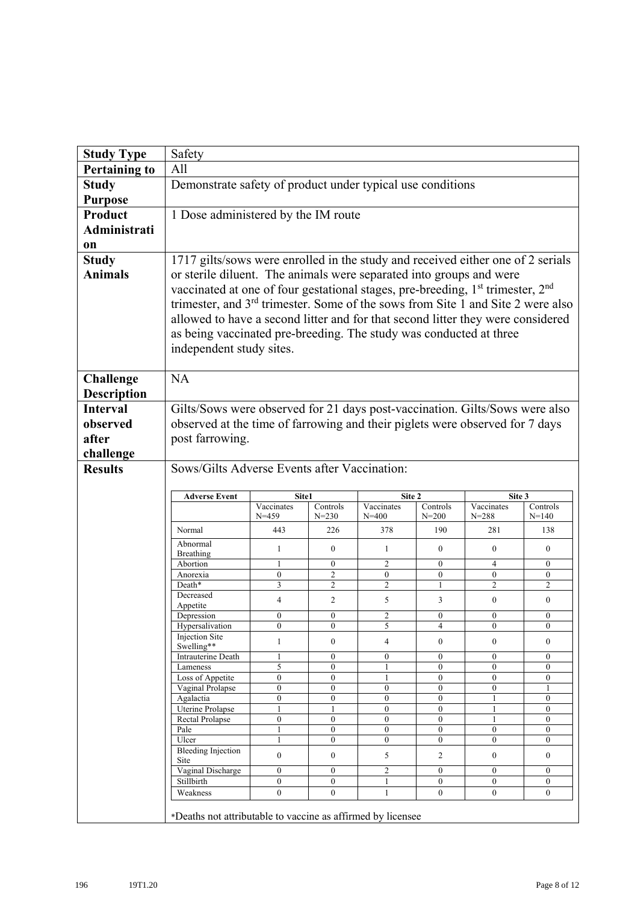| **Study Type** | Safety |
| --- | --- |
| **Pertaining to** | All |
| **Study Purpose** | Demonstrate safety of product under typical use conditions |
| **Product Administration** | 1 Dose administered by the IM route |
| **Study Animals** | 1717 gilts/sows were enrolled in the study and received either one of 2 serials or sterile diluent. The animals were separated into groups and were vaccinated at one of four gestational stages, pre-breeding, 1st trimester, 2nd trimester, and 3rd trimester. Some of the sows from Site 1 and Site 2 were also allowed to have a second litter and for that second litter they were considered as being vaccinated pre-breeding. The study was conducted at three independent study sites. |
| **Challenge Description** | NA |
| **Interval observed after challenge** | Gilts/Sows were observed for 21 days post-vaccination. Gilts/Sows were also observed at the time of farrowing and their piglets were observed for 7 days post farrowing. |
| **Results** | Sows/Gilts Adverse Events after Vaccination: |

| Adverse Event | Site1 | | Site 2 | | Site 3 | |
| --- | --- | --- | --- | --- | --- | --- |
| | Vaccinates N=459 | Controls N=230 | Vaccinates N=400 | Controls N=200 | Vaccinates N=288 | Controls N=140 |
| Normal | 443 | 226 | 378 | 190 | 281 | 138 |
| Abnormal Breathing | 1 | 0 | 1 | 0 | 0 | 0 |
| Abortion | 1 | 0 | 2 | 0 | 4 | 0 |
| Anorexia | 0 | 2 | 0 | 0 | 0 | 0 |
| Death* | 3 | 2 | 2 | 1 | 2 | 2 |
| Decreased Appetite | 4 | 2 | 5 | 3 | 0 | 0 |
| Depression | 0 | 0 | 2 | 0 | 0 | 0 |
| Hypersalivation | 0 | 0 | 5 | 4 | 0 | 0 |
| Injection Site Swelling** | 1 | 0 | 4 | 0 | 0 | 0 |
| Intrauterine Death | 1 | 0 | 0 | 0 | 0 | 0 |
| Lameness | 5 | 0 | 1 | 0 | 0 | 0 |
| Loss of Appetite | 0 | 0 | 1 | 0 | 0 | 0 |
| Vaginal Prolapse | 0 | 0 | 0 | 0 | 0 | 1 |
| Agalactia | 0 | 0 | 0 | 0 | 1 | 0 |
| Uterine Prolapse | 1 | 1 | 0 | 0 | 1 | 0 |
| Rectal Prolapse | 0 | 0 | 0 | 0 | 1 | 0 |
| Pale | 1 | 0 | 0 | 0 | 0 | 0 |
| Ulcer | 1 | 0 | 0 | 0 | 0 | 0 |
| Bleeding Injection Site | 0 | 0 | 5 | 2 | 0 | 0 |
| Vaginal Discharge | 0 | 0 | 2 | 0 | 0 | 0 |
| Stillbirth | 0 | 0 | 1 | 0 | 0 | 0 |
| Weakness | 0 | 0 | 1 | 0 | 0 | 0 |

*Deaths not attributable to vaccine as affirmed by licensee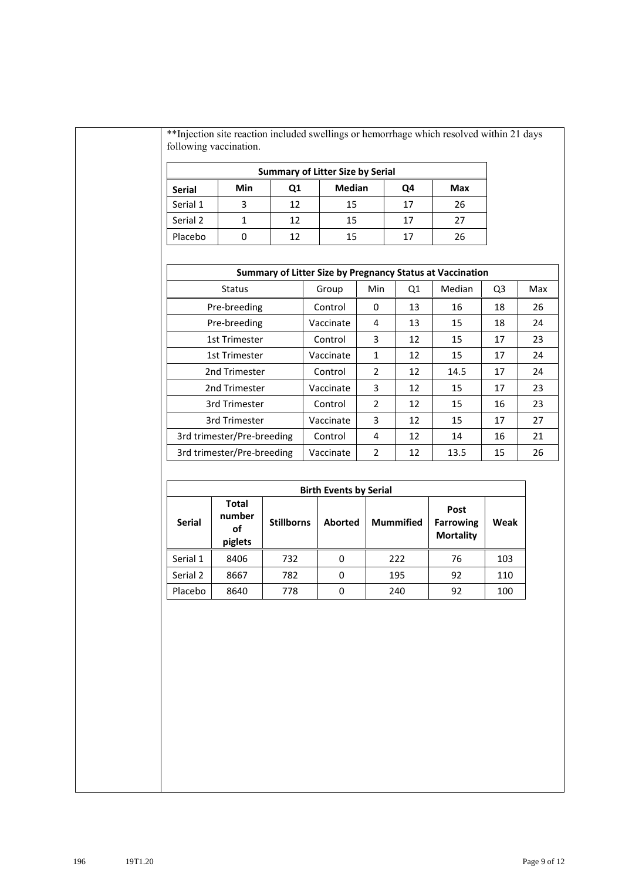**Injection site reaction included swellings or hemorrhage which resolved within 21 days following vaccination.

| Summary of Litter Size by Serial | | | | | |
|---|---|---|---|---|---|
| **Serial** | **Min** | **Q1** | **Median** | **Q4** | **Max** |
| Serial 1 | 3 | 12 | 15 | 17 | 26 |
| Serial 2 | 1 | 12 | 15 | 17 | 27 |
| Placebo | 0 | 12 | 15 | 17 | 26 |

| Summary of Litter Size by Pregnancy Status at Vaccination | | | | | | |
|---|---|---|---|---|---|---|
| Status | Group | Min | Q1 | Median | Q3 | Max |
| Pre-breeding | Control | 0 | 13 | 16 | 18 | 26 |
| Pre-breeding | Vaccinate | 4 | 13 | 15 | 18 | 24 |
| 1st Trimester | Control | 3 | 12 | 15 | 17 | 23 |
| 1st Trimester | Vaccinate | 1 | 12 | 15 | 17 | 24 |
| 2nd Trimester | Control | 2 | 12 | 14.5 | 17 | 24 |
| 2nd Trimester | Vaccinate | 3 | 12 | 15 | 17 | 23 |
| 3rd Trimester | Control | 2 | 12 | 15 | 16 | 23 |
| 3rd Trimester | Vaccinate | 3 | 12 | 15 | 17 | 27 |
| 3rd trimester/Pre-breeding | Control | 4 | 12 | 14 | 16 | 21 |
| 3rd trimester/Pre-breeding | Vaccinate | 2 | 12 | 13.5 | 15 | 26 |

| Birth Events by Serial | | | | | | |
|---|---|---|---|---|---|---|
| **Serial** | **Total number of piglets** | **Stillborns** | **Aborted** | **Mummified** | **Post Farrowing Mortality** | **Weak** |
| Serial 1 | 8406 | 732 | 0 | 222 | 76 | 103 |
| Serial 2 | 8667 | 782 | 0 | 195 | 92 | 110 |
| Placebo | 8640 | 778 | 0 | 240 | 92 | 100 |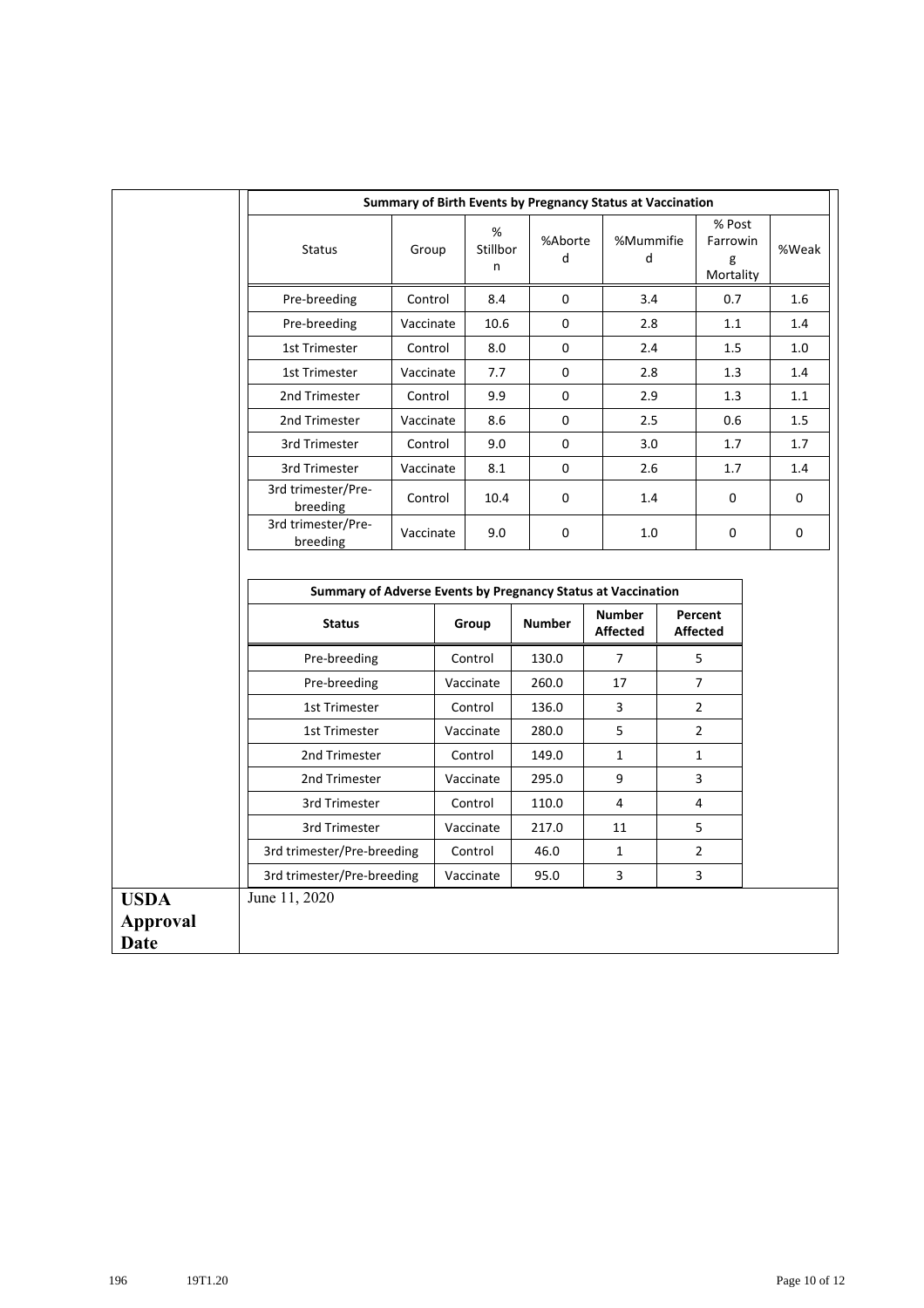**Summary of Birth Events by Pregnancy Status at Vaccination**

| Status | Group | % Stillborn | %Aborted | %Mummified | % Post Farrowing Mortality | %Weak |
|---|---|---|---|---|---|---|
| Pre-breeding | Control | 8.4 | 0 | 3.4 | 0.7 | 1.6 |
| Pre-breeding | Vaccinate | 10.6 | 0 | 2.8 | 1.1 | 1.4 |
| 1st Trimester | Control | 8.0 | 0 | 2.4 | 1.5 | 1.0 |
| 1st Trimester | Vaccinate | 7.7 | 0 | 2.8 | 1.3 | 1.4 |
| 2nd Trimester | Control | 9.9 | 0 | 2.9 | 1.3 | 1.1 |
| 2nd Trimester | Vaccinate | 8.6 | 0 | 2.5 | 0.6 | 1.5 |
| 3rd Trimester | Control | 9.0 | 0 | 3.0 | 1.7 | 1.7 |
| 3rd Trimester | Vaccinate | 8.1 | 0 | 2.6 | 1.7 | 1.4 |
| 3rd trimester/Pre-breeding | Control | 10.4 | 0 | 1.4 | 0 | 0 |
| 3rd trimester/Pre-breeding | Vaccinate | 9.0 | 0 | 1.0 | 0 | 0 |

**Summary of Adverse Events by Pregnancy Status at Vaccination**

| Status | Group | Number | Number Affected | Percent Affected |
|---|---|---|---|---|
| Pre-breeding | Control | 130.0 | 7 | 5 |
| Pre-breeding | Vaccinate | 260.0 | 17 | 7 |
| 1st Trimester | Control | 136.0 | 3 | 2 |
| 1st Trimester | Vaccinate | 280.0 | 5 | 2 |
| 2nd Trimester | Control | 149.0 | 1 | 1 |
| 2nd Trimester | Vaccinate | 295.0 | 9 | 3 |
| 3rd Trimester | Control | 110.0 | 4 | 4 |
| 3rd Trimester | Vaccinate | 217.0 | 11 | 5 |
| 3rd trimester/Pre-breeding | Control | 46.0 | 1 | 2 |
| 3rd trimester/Pre-breeding | Vaccinate | 95.0 | 3 | 3 |

**USDA Approval Date** June 11, 2020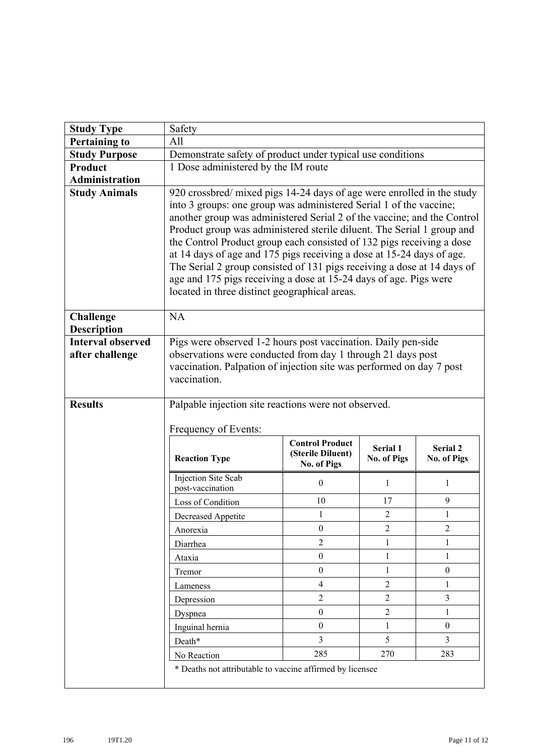| **Study Type** | Safety |
|---|---|
| **Pertaining to** | All |
| **Study Purpose** | Demonstrate safety of product under typical use conditions |
| **Product Administration** | 1 Dose administered by the IM route |
| **Study Animals** | 920 crossbred/ mixed pigs 14-24 days of age were enrolled in the study into 3 groups: one group was administered Serial 1 of the vaccine; another group was administered Serial 2 of the vaccine; and the Control Product group was administered sterile diluent. The Serial 1 group and the Control Product group each consisted of 132 pigs receiving a dose at 14 days of age and 175 pigs receiving a dose at 15-24 days of age. The Serial 2 group consisted of 131 pigs receiving a dose at 14 days of age and 175 pigs receiving a dose at 15-24 days of age. Pigs were located in three distinct geographical areas. |
| **Challenge Description** | NA |
| **Interval observed after challenge** | Pigs were observed 1-2 hours post vaccination. Daily pen-side observations were conducted from day 1 through 21 days post vaccination. Palpation of injection site was performed on day 7 post vaccination. |
| **Results** | Palpable injection site reactions were not observed. Frequency of Events: (see table below) |

Frequency of Events:

| Reaction Type | Control Product (Sterile Diluent) No. of Pigs | Serial 1 No. of Pigs | Serial 2 No. of Pigs |
|---|---|---|---|
| Injection Site Scab post-vaccination | 0 | 1 | 1 |
| Loss of Condition | 10 | 17 | 9 |
| Decreased Appetite | 1 | 2 | 1 |
| Anorexia | 0 | 2 | 2 |
| Diarrhea | 2 | 1 | 1 |
| Ataxia | 0 | 1 | 1 |
| Tremor | 0 | 1 | 0 |
| Lameness | 4 | 2 | 1 |
| Depression | 2 | 2 | 3 |
| Dyspnea | 0 | 2 | 1 |
| Inguinal hernia | 0 | 1 | 0 |
| Death* | 3 | 5 | 3 |
| No Reaction | 285 | 270 | 283 |

* Deaths not attributable to vaccine affirmed by licensee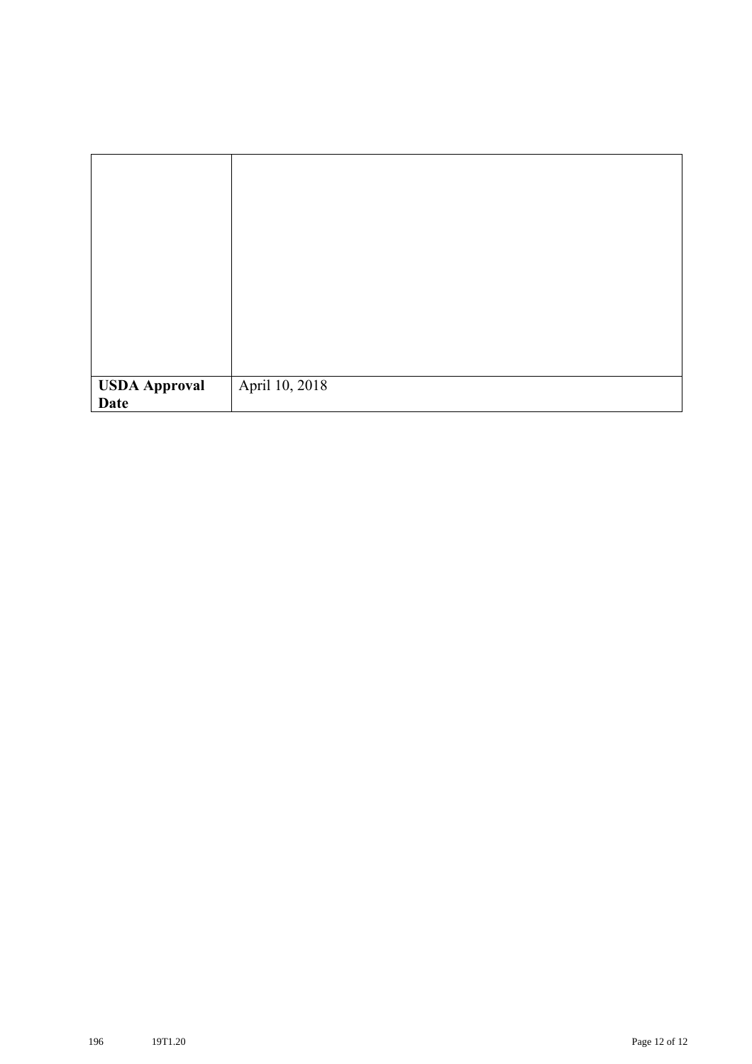| | |
|---|---|
| | |
| **USDA Approval Date** | April 10, 2018 |